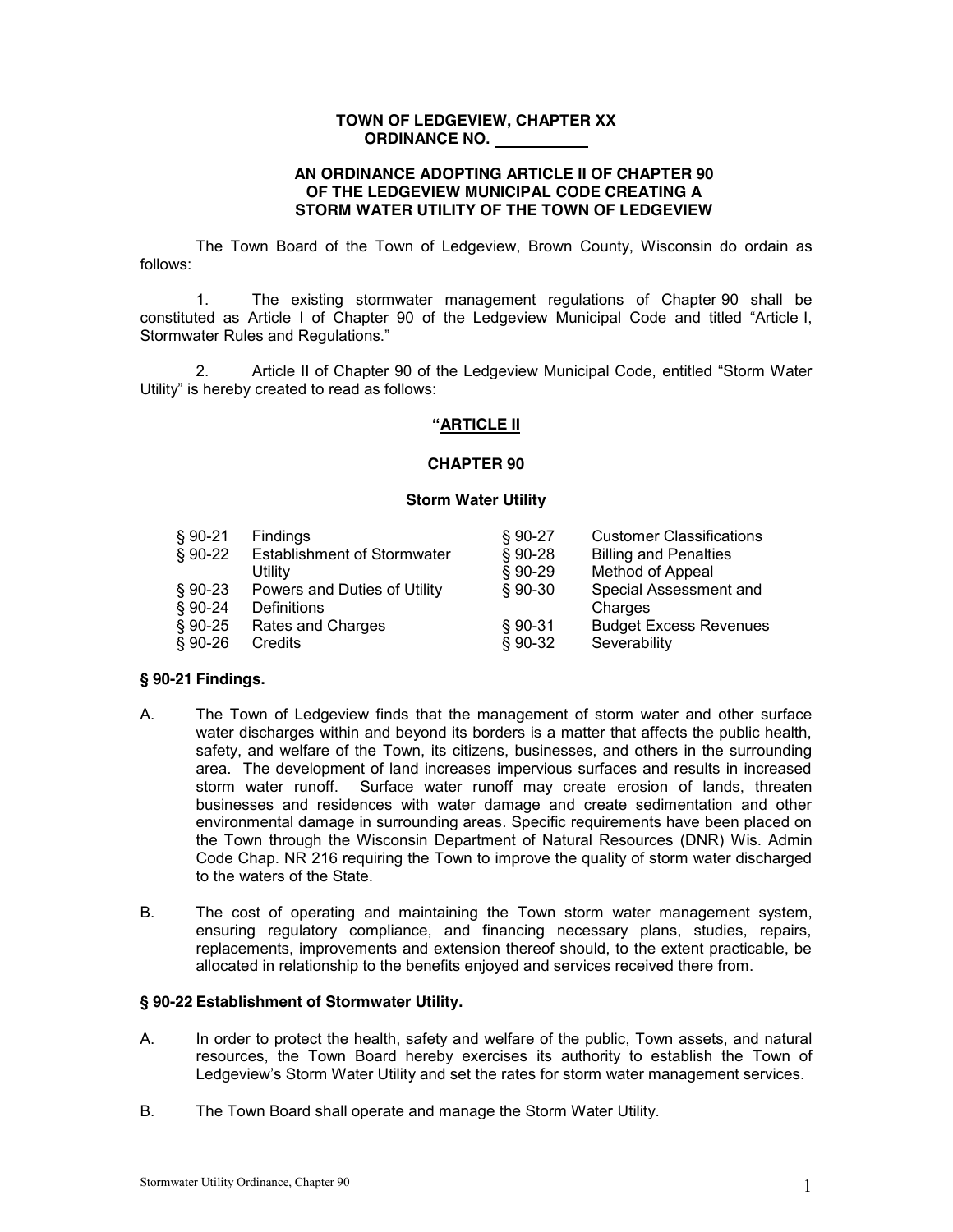**TOWN OF LEDGEVIEW, CHAPTER XX**
**ORDINANCE NO. \_\_\_\_\_\_\_\_\_\_**

**AN ORDINANCE ADOPTING ARTICLE II OF CHAPTER 90 OF THE LEDGEVIEW MUNICIPAL CODE CREATING A STORM WATER UTILITY OF THE TOWN OF LEDGEVIEW**

The Town Board of the Town of Ledgeview, Brown County, Wisconsin do ordain as follows:

1. The existing stormwater management regulations of Chapter 90 shall be constituted as Article I of Chapter 90 of the Ledgeview Municipal Code and titled "Article I, Stormwater Rules and Regulations."

2. Article II of Chapter 90 of the Ledgeview Municipal Code, entitled "Storm Water Utility" is hereby created to read as follows:

**"ARTICLE II**

**CHAPTER 90**

**Storm Water Utility**

| | | | |
|---|---|---|---|
| § 90-21 | Findings | § 90-27 | Customer Classifications |
| § 90-22 | Establishment of Stormwater Utility | § 90-28 | Billing and Penalties |
| § 90-23 | Powers and Duties of Utility | § 90-29 | Method of Appeal |
| § 90-24 | Definitions | § 90-30 | Special Assessment and Charges |
| § 90-25 | Rates and Charges | § 90-31 | Budget Excess Revenues |
| § 90-26 | Credits | § 90-32 | Severability |

**§ 90-21 Findings.**

A. The Town of Ledgeview finds that the management of storm water and other surface water discharges within and beyond its borders is a matter that affects the public health, safety, and welfare of the Town, its citizens, businesses, and others in the surrounding area. The development of land increases impervious surfaces and results in increased storm water runoff. Surface water runoff may create erosion of lands, threaten businesses and residences with water damage and create sedimentation and other environmental damage in surrounding areas. Specific requirements have been placed on the Town through the Wisconsin Department of Natural Resources (DNR) Wis. Admin Code Chap. NR 216 requiring the Town to improve the quality of storm water discharged to the waters of the State.

B. The cost of operating and maintaining the Town storm water management system, ensuring regulatory compliance, and financing necessary plans, studies, repairs, replacements, improvements and extension thereof should, to the extent practicable, be allocated in relationship to the benefits enjoyed and services received there from.

**§ 90-22 Establishment of Stormwater Utility.**

A. In order to protect the health, safety and welfare of the public, Town assets, and natural resources, the Town Board hereby exercises its authority to establish the Town of Ledgeview's Storm Water Utility and set the rates for storm water management services.

B. The Town Board shall operate and manage the Storm Water Utility.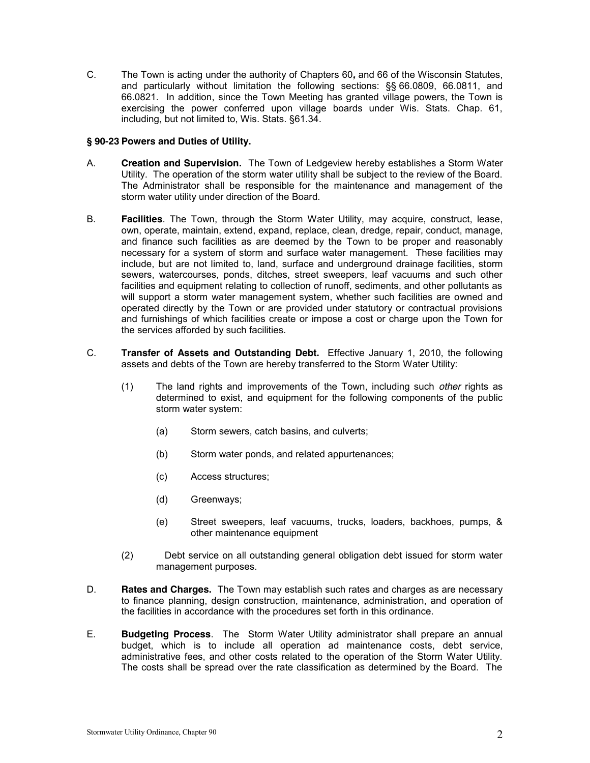C. The Town is acting under the authority of Chapters 60**,** and 66 of the Wisconsin Statutes, and particularly without limitation the following sections: §§ 66.0809, 66.0811, and 66.0821. In addition, since the Town Meeting has granted village powers, the Town is exercising the power conferred upon village boards under Wis. Stats. Chap. 61, including, but not limited to, Wis. Stats. §61.34.

**§ 90-23 Powers and Duties of Utility.**

A. **Creation and Supervision.** The Town of Ledgeview hereby establishes a Storm Water Utility. The operation of the storm water utility shall be subject to the review of the Board. The Administrator shall be responsible for the maintenance and management of the storm water utility under direction of the Board.

B. **Facilities**. The Town, through the Storm Water Utility, may acquire, construct, lease, own, operate, maintain, extend, expand, replace, clean, dredge, repair, conduct, manage, and finance such facilities as are deemed by the Town to be proper and reasonably necessary for a system of storm and surface water management. These facilities may include, but are not limited to, land, surface and underground drainage facilities, storm sewers, watercourses, ponds, ditches, street sweepers, leaf vacuums and such other facilities and equipment relating to collection of runoff, sediments, and other pollutants as will support a storm water management system, whether such facilities are owned and operated directly by the Town or are provided under statutory or contractual provisions and furnishings of which facilities create or impose a cost or charge upon the Town for the services afforded by such facilities.

C. **Transfer of Assets and Outstanding Debt.** Effective January 1, 2010, the following assets and debts of the Town are hereby transferred to the Storm Water Utility:

(1) The land rights and improvements of the Town, including such *other* rights as determined to exist, and equipment for the following components of the public storm water system:

(a) Storm sewers, catch basins, and culverts;

(b) Storm water ponds, and related appurtenances;

(c) Access structures;

(d) Greenways;

(e) Street sweepers, leaf vacuums, trucks, loaders, backhoes, pumps, & other maintenance equipment

(2) Debt service on all outstanding general obligation debt issued for storm water management purposes.

D. **Rates and Charges.** The Town may establish such rates and charges as are necessary to finance planning, design construction, maintenance, administration, and operation of the facilities in accordance with the procedures set forth in this ordinance.

E. **Budgeting Process**. The Storm Water Utility administrator shall prepare an annual budget, which is to include all operation ad maintenance costs, debt service, administrative fees, and other costs related to the operation of the Storm Water Utility. The costs shall be spread over the rate classification as determined by the Board. The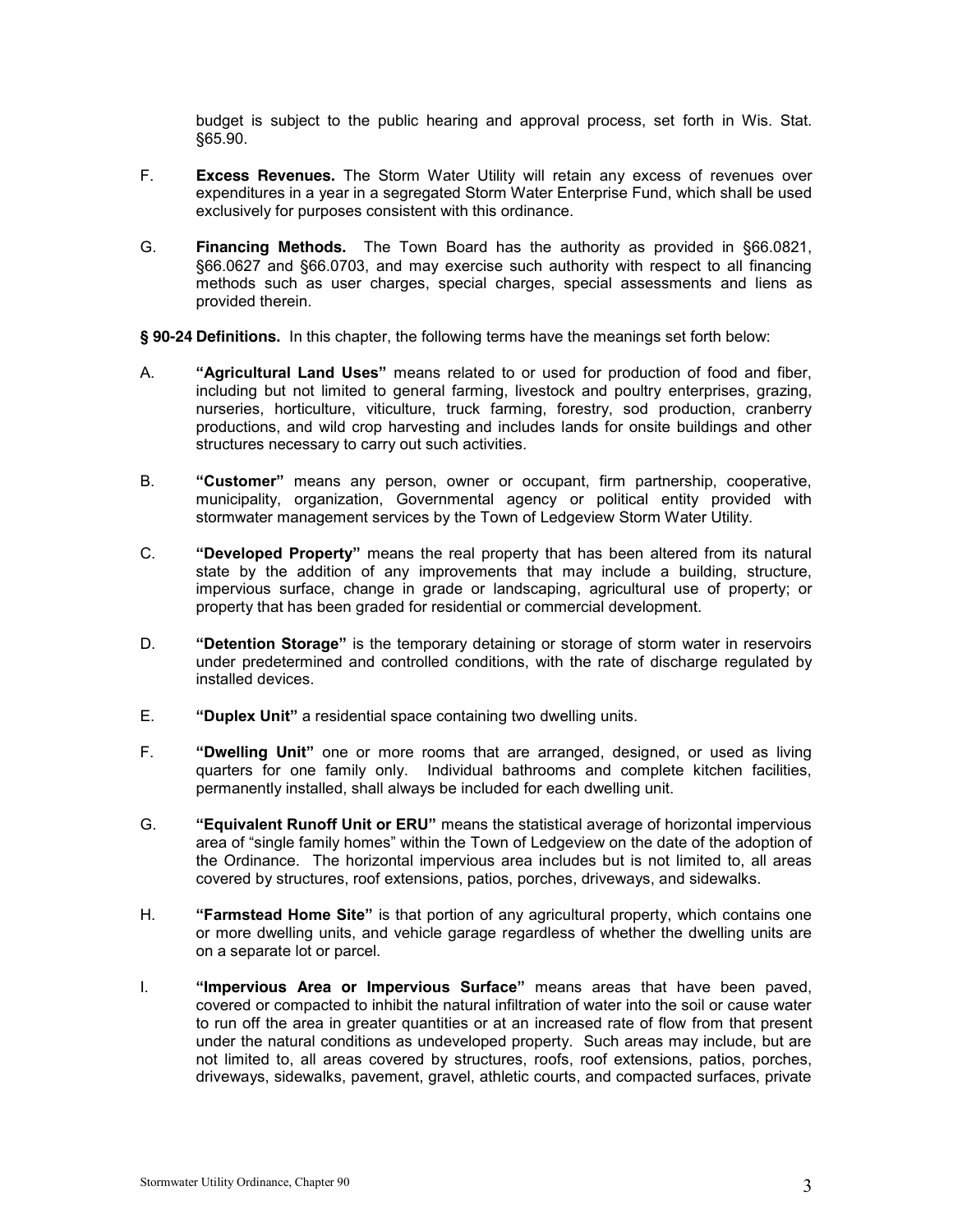budget is subject to the public hearing and approval process, set forth in Wis. Stat. §65.90.

F. **Excess Revenues.** The Storm Water Utility will retain any excess of revenues over expenditures in a year in a segregated Storm Water Enterprise Fund, which shall be used exclusively for purposes consistent with this ordinance.

G. **Financing Methods.** The Town Board has the authority as provided in §66.0821, §66.0627 and §66.0703, and may exercise such authority with respect to all financing methods such as user charges, special charges, special assessments and liens as provided therein.

**§ 90-24 Definitions.** In this chapter, the following terms have the meanings set forth below:

A. **"Agricultural Land Uses"** means related to or used for production of food and fiber, including but not limited to general farming, livestock and poultry enterprises, grazing, nurseries, horticulture, viticulture, truck farming, forestry, sod production, cranberry productions, and wild crop harvesting and includes lands for onsite buildings and other structures necessary to carry out such activities.

B. **"Customer"** means any person, owner or occupant, firm partnership, cooperative, municipality, organization, Governmental agency or political entity provided with stormwater management services by the Town of Ledgeview Storm Water Utility.

C. **"Developed Property"** means the real property that has been altered from its natural state by the addition of any improvements that may include a building, structure, impervious surface, change in grade or landscaping, agricultural use of property; or property that has been graded for residential or commercial development.

D. **"Detention Storage"** is the temporary detaining or storage of storm water in reservoirs under predetermined and controlled conditions, with the rate of discharge regulated by installed devices.

E. **"Duplex Unit"** a residential space containing two dwelling units.

F. **"Dwelling Unit"** one or more rooms that are arranged, designed, or used as living quarters for one family only. Individual bathrooms and complete kitchen facilities, permanently installed, shall always be included for each dwelling unit.

G. **"Equivalent Runoff Unit or ERU"** means the statistical average of horizontal impervious area of "single family homes" within the Town of Ledgeview on the date of the adoption of the Ordinance. The horizontal impervious area includes but is not limited to, all areas covered by structures, roof extensions, patios, porches, driveways, and sidewalks.

H. **"Farmstead Home Site"** is that portion of any agricultural property, which contains one or more dwelling units, and vehicle garage regardless of whether the dwelling units are on a separate lot or parcel.

I. **"Impervious Area or Impervious Surface"** means areas that have been paved, covered or compacted to inhibit the natural infiltration of water into the soil or cause water to run off the area in greater quantities or at an increased rate of flow from that present under the natural conditions as undeveloped property. Such areas may include, but are not limited to, all areas covered by structures, roofs, roof extensions, patios, porches, driveways, sidewalks, pavement, gravel, athletic courts, and compacted surfaces, private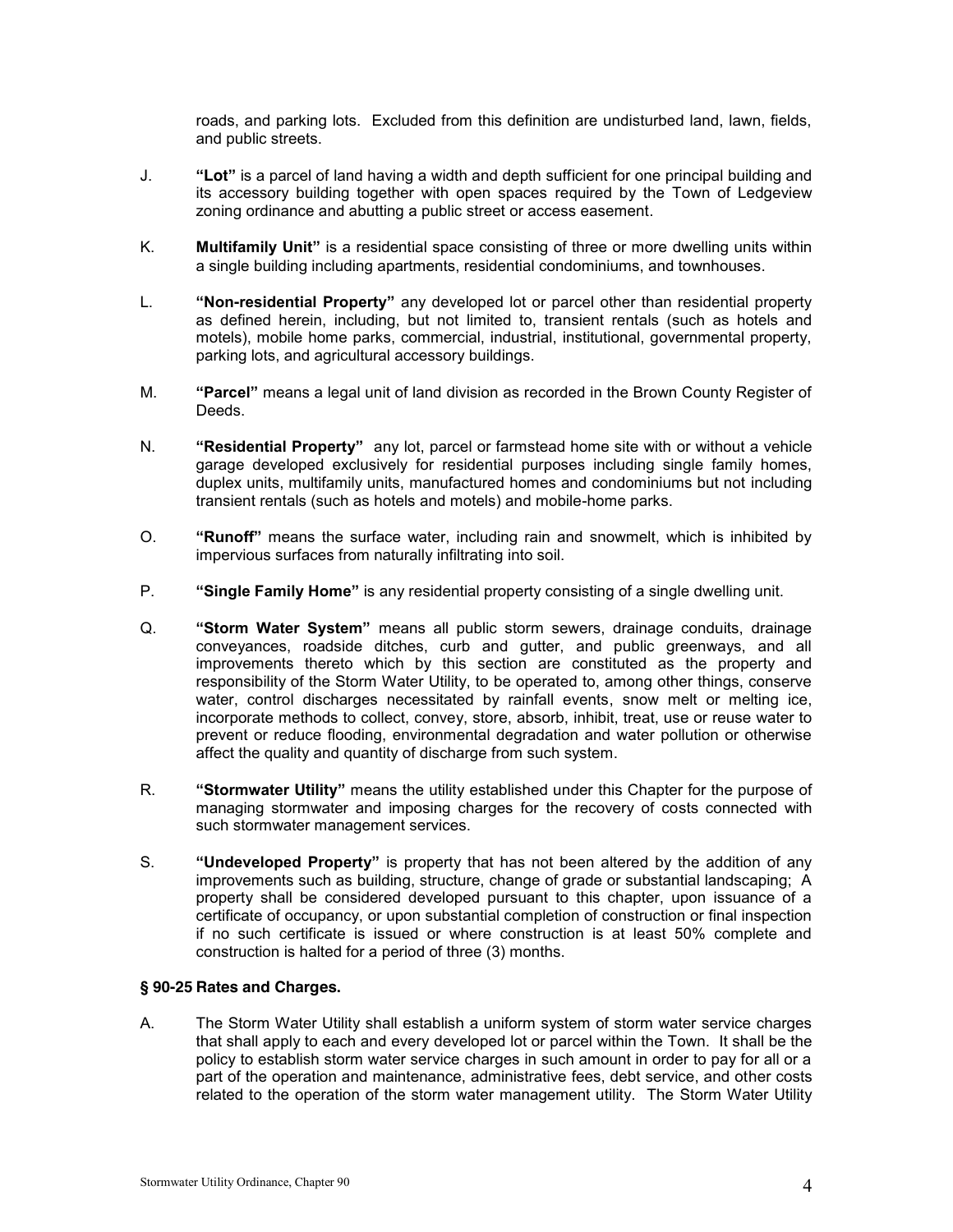roads, and parking lots. Excluded from this definition are undisturbed land, lawn, fields, and public streets.

J. **"Lot"** is a parcel of land having a width and depth sufficient for one principal building and its accessory building together with open spaces required by the Town of Ledgeview zoning ordinance and abutting a public street or access easement.

K. **Multifamily Unit"** is a residential space consisting of three or more dwelling units within a single building including apartments, residential condominiums, and townhouses.

L. **"Non-residential Property"** any developed lot or parcel other than residential property as defined herein, including, but not limited to, transient rentals (such as hotels and motels), mobile home parks, commercial, industrial, institutional, governmental property, parking lots, and agricultural accessory buildings.

M. **"Parcel"** means a legal unit of land division as recorded in the Brown County Register of Deeds.

N. **"Residential Property"** any lot, parcel or farmstead home site with or without a vehicle garage developed exclusively for residential purposes including single family homes, duplex units, multifamily units, manufactured homes and condominiums but not including transient rentals (such as hotels and motels) and mobile-home parks.

O. **"Runoff"** means the surface water, including rain and snowmelt, which is inhibited by impervious surfaces from naturally infiltrating into soil.

P. **"Single Family Home"** is any residential property consisting of a single dwelling unit.

Q. **"Storm Water System"** means all public storm sewers, drainage conduits, drainage conveyances, roadside ditches, curb and gutter, and public greenways, and all improvements thereto which by this section are constituted as the property and responsibility of the Storm Water Utility, to be operated to, among other things, conserve water, control discharges necessitated by rainfall events, snow melt or melting ice, incorporate methods to collect, convey, store, absorb, inhibit, treat, use or reuse water to prevent or reduce flooding, environmental degradation and water pollution or otherwise affect the quality and quantity of discharge from such system.

R. **"Stormwater Utility"** means the utility established under this Chapter for the purpose of managing stormwater and imposing charges for the recovery of costs connected with such stormwater management services.

S. **"Undeveloped Property"** is property that has not been altered by the addition of any improvements such as building, structure, change of grade or substantial landscaping; A property shall be considered developed pursuant to this chapter, upon issuance of a certificate of occupancy, or upon substantial completion of construction or final inspection if no such certificate is issued or where construction is at least 50% complete and construction is halted for a period of three (3) months.

### § 90-25 Rates and Charges.

A. The Storm Water Utility shall establish a uniform system of storm water service charges that shall apply to each and every developed lot or parcel within the Town. It shall be the policy to establish storm water service charges in such amount in order to pay for all or a part of the operation and maintenance, administrative fees, debt service, and other costs related to the operation of the storm water management utility. The Storm Water Utility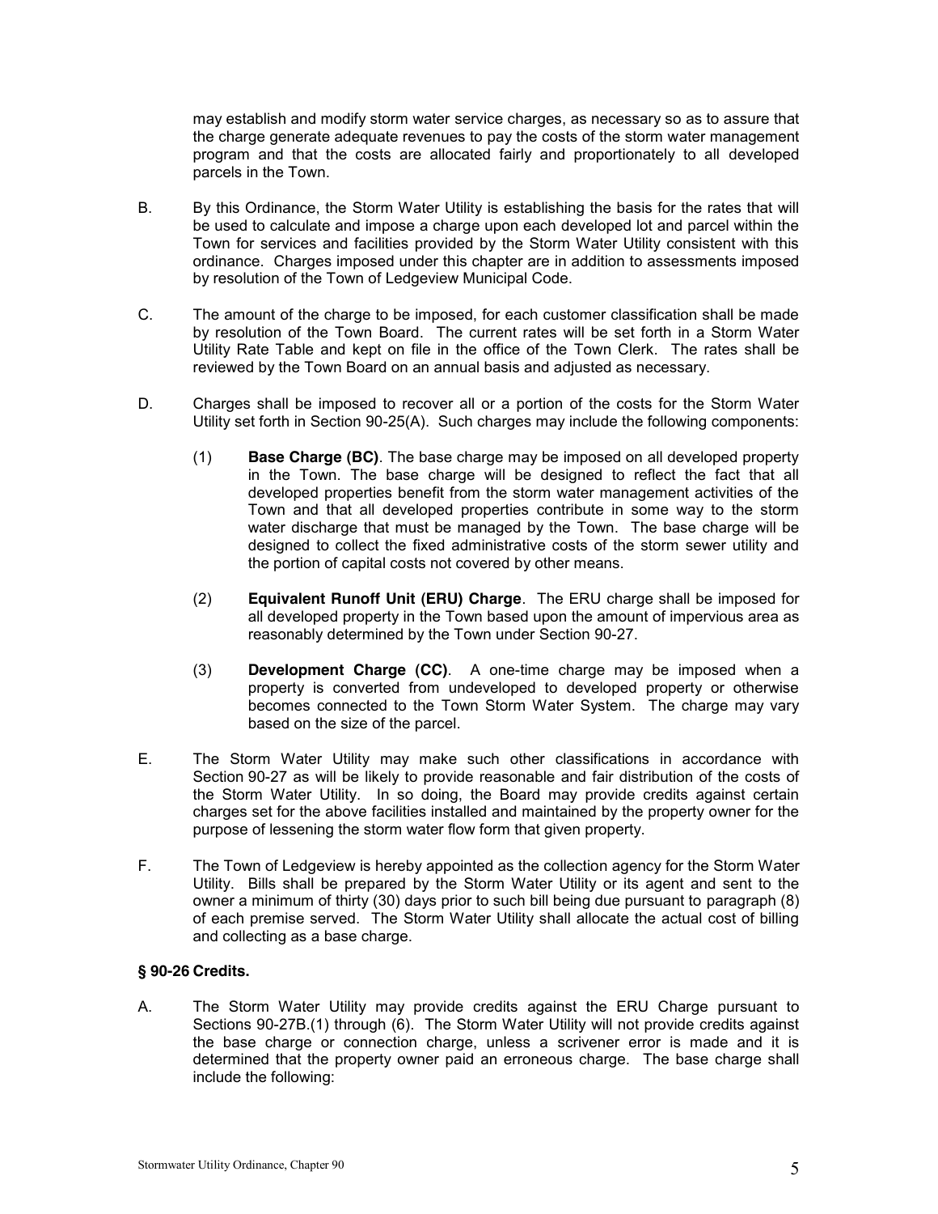may establish and modify storm water service charges, as necessary so as to assure that the charge generate adequate revenues to pay the costs of the storm water management program and that the costs are allocated fairly and proportionately to all developed parcels in the Town.

B. By this Ordinance, the Storm Water Utility is establishing the basis for the rates that will be used to calculate and impose a charge upon each developed lot and parcel within the Town for services and facilities provided by the Storm Water Utility consistent with this ordinance. Charges imposed under this chapter are in addition to assessments imposed by resolution of the Town of Ledgeview Municipal Code.

C. The amount of the charge to be imposed, for each customer classification shall be made by resolution of the Town Board. The current rates will be set forth in a Storm Water Utility Rate Table and kept on file in the office of the Town Clerk. The rates shall be reviewed by the Town Board on an annual basis and adjusted as necessary.

D. Charges shall be imposed to recover all or a portion of the costs for the Storm Water Utility set forth in Section 90-25(A). Such charges may include the following components:

(1) **Base Charge (BC)**. The base charge may be imposed on all developed property in the Town. The base charge will be designed to reflect the fact that all developed properties benefit from the storm water management activities of the Town and that all developed properties contribute in some way to the storm water discharge that must be managed by the Town. The base charge will be designed to collect the fixed administrative costs of the storm sewer utility and the portion of capital costs not covered by other means.

(2) **Equivalent Runoff Unit (ERU) Charge**. The ERU charge shall be imposed for all developed property in the Town based upon the amount of impervious area as reasonably determined by the Town under Section 90-27.

(3) **Development Charge (CC)**. A one-time charge may be imposed when a property is converted from undeveloped to developed property or otherwise becomes connected to the Town Storm Water System. The charge may vary based on the size of the parcel.

E. The Storm Water Utility may make such other classifications in accordance with Section 90-27 as will be likely to provide reasonable and fair distribution of the costs of the Storm Water Utility. In so doing, the Board may provide credits against certain charges set for the above facilities installed and maintained by the property owner for the purpose of lessening the storm water flow form that given property.

F. The Town of Ledgeview is hereby appointed as the collection agency for the Storm Water Utility. Bills shall be prepared by the Storm Water Utility or its agent and sent to the owner a minimum of thirty (30) days prior to such bill being due pursuant to paragraph (8) of each premise served. The Storm Water Utility shall allocate the actual cost of billing and collecting as a base charge.

### § 90-26 Credits.

A. The Storm Water Utility may provide credits against the ERU Charge pursuant to Sections 90-27B.(1) through (6). The Storm Water Utility will not provide credits against the base charge or connection charge, unless a scrivener error is made and it is determined that the property owner paid an erroneous charge. The base charge shall include the following: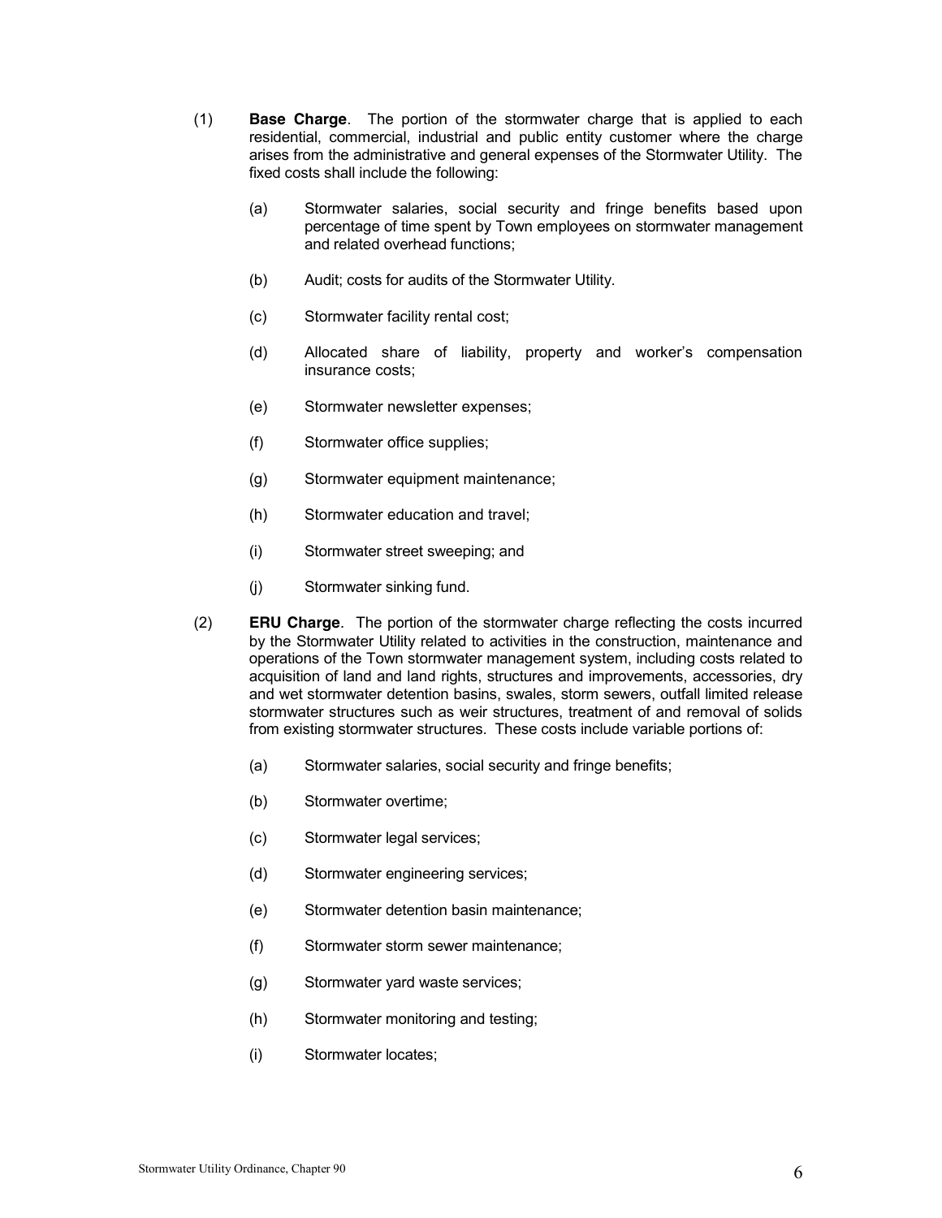(1) **Base Charge**. The portion of the stormwater charge that is applied to each residential, commercial, industrial and public entity customer where the charge arises from the administrative and general expenses of the Stormwater Utility. The fixed costs shall include the following:

   (a) Stormwater salaries, social security and fringe benefits based upon percentage of time spent by Town employees on stormwater management and related overhead functions;

   (b) Audit; costs for audits of the Stormwater Utility.

   (c) Stormwater facility rental cost;

   (d) Allocated share of liability, property and worker's compensation insurance costs;

   (e) Stormwater newsletter expenses;

   (f) Stormwater office supplies;

   (g) Stormwater equipment maintenance;

   (h) Stormwater education and travel;

   (i) Stormwater street sweeping; and

   (j) Stormwater sinking fund.

(2) **ERU Charge**. The portion of the stormwater charge reflecting the costs incurred by the Stormwater Utility related to activities in the construction, maintenance and operations of the Town stormwater management system, including costs related to acquisition of land and land rights, structures and improvements, accessories, dry and wet stormwater detention basins, swales, storm sewers, outfall limited release stormwater structures such as weir structures, treatment of and removal of solids from existing stormwater structures. These costs include variable portions of:

   (a) Stormwater salaries, social security and fringe benefits;

   (b) Stormwater overtime;

   (c) Stormwater legal services;

   (d) Stormwater engineering services;

   (e) Stormwater detention basin maintenance;

   (f) Stormwater storm sewer maintenance;

   (g) Stormwater yard waste services;

   (h) Stormwater monitoring and testing;

   (i) Stormwater locates;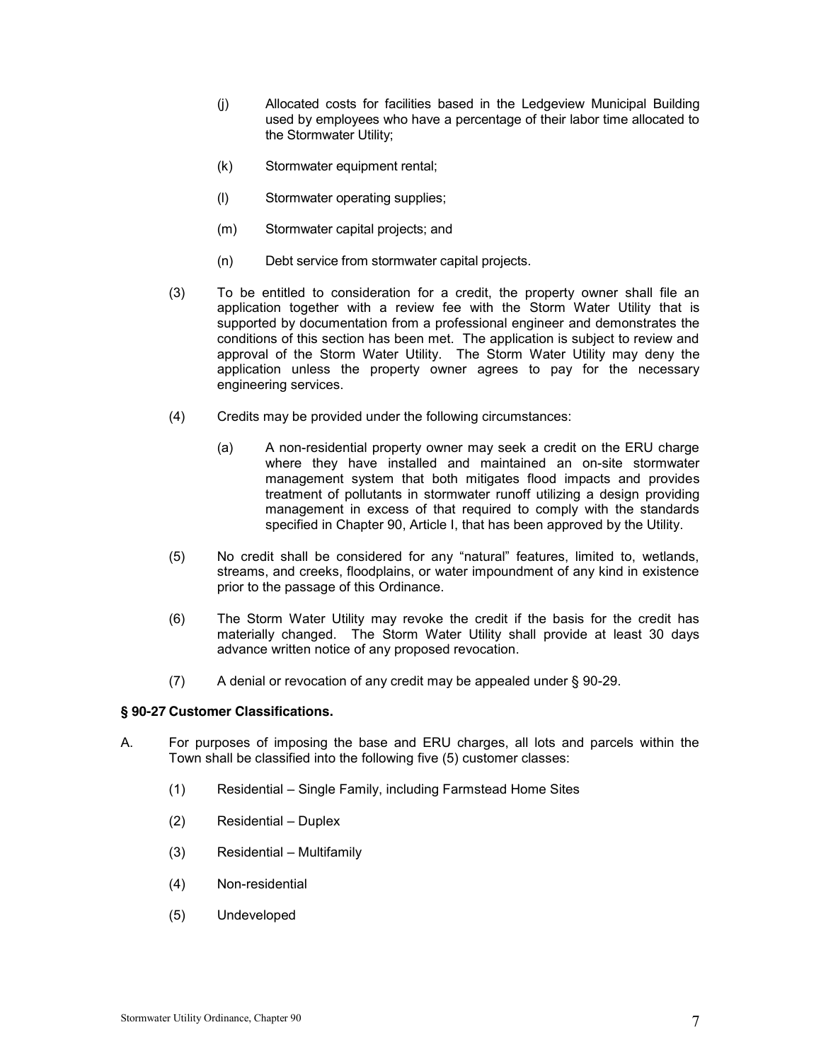(j) Allocated costs for facilities based in the Ledgeview Municipal Building used by employees who have a percentage of their labor time allocated to the Stormwater Utility;

(k) Stormwater equipment rental;

(l) Stormwater operating supplies;

(m) Stormwater capital projects; and

(n) Debt service from stormwater capital projects.

(3) To be entitled to consideration for a credit, the property owner shall file an application together with a review fee with the Storm Water Utility that is supported by documentation from a professional engineer and demonstrates the conditions of this section has been met. The application is subject to review and approval of the Storm Water Utility. The Storm Water Utility may deny the application unless the property owner agrees to pay for the necessary engineering services.

(4) Credits may be provided under the following circumstances:

(a) A non-residential property owner may seek a credit on the ERU charge where they have installed and maintained an on-site stormwater management system that both mitigates flood impacts and provides treatment of pollutants in stormwater runoff utilizing a design providing management in excess of that required to comply with the standards specified in Chapter 90, Article I, that has been approved by the Utility.

(5) No credit shall be considered for any "natural" features, limited to, wetlands, streams, and creeks, floodplains, or water impoundment of any kind in existence prior to the passage of this Ordinance.

(6) The Storm Water Utility may revoke the credit if the basis for the credit has materially changed. The Storm Water Utility shall provide at least 30 days advance written notice of any proposed revocation.

(7) A denial or revocation of any credit may be appealed under § 90-29.

**§ 90-27 Customer Classifications.**

A. For purposes of imposing the base and ERU charges, all lots and parcels within the Town shall be classified into the following five (5) customer classes:

(1) Residential – Single Family, including Farmstead Home Sites

(2) Residential – Duplex

(3) Residential – Multifamily

(4) Non-residential

(5) Undeveloped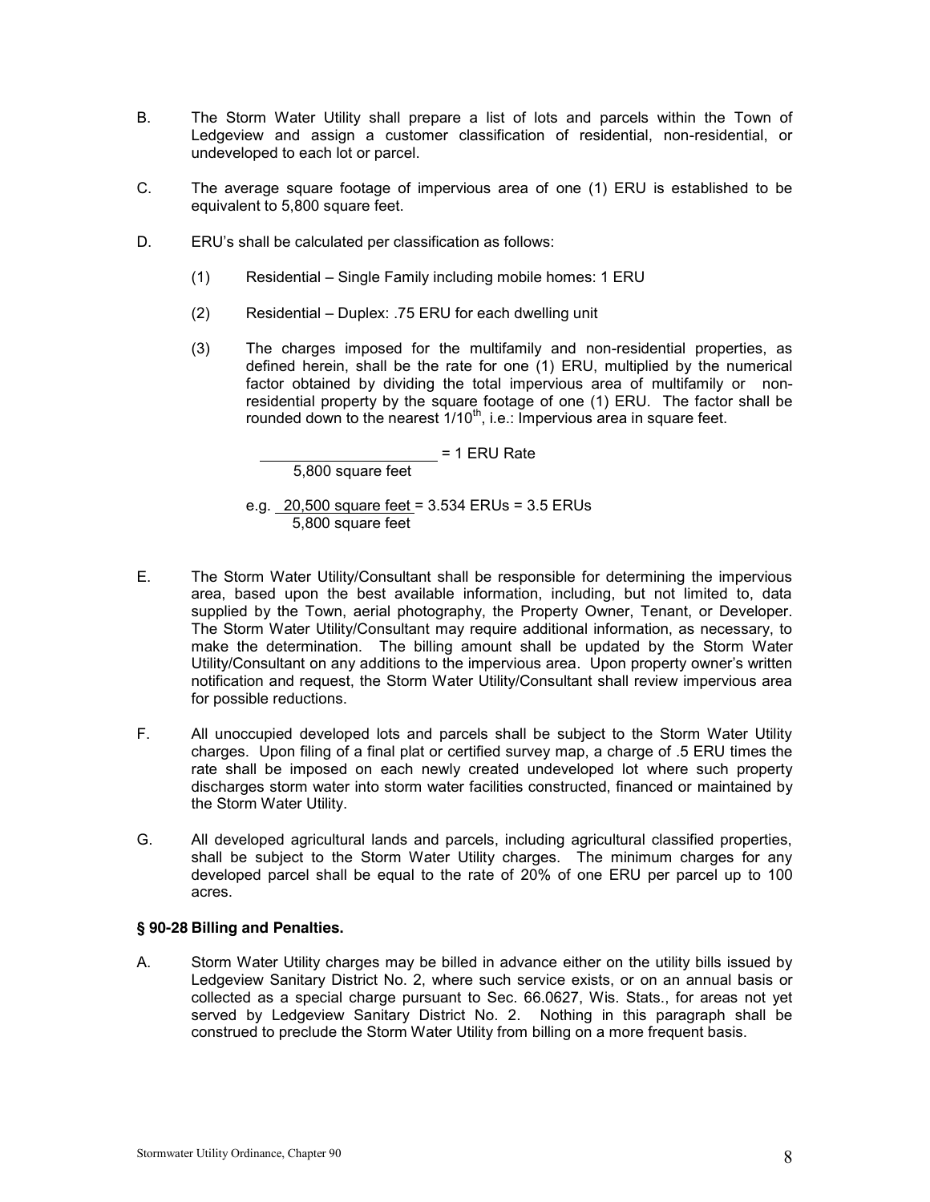B. The Storm Water Utility shall prepare a list of lots and parcels within the Town of Ledgeview and assign a customer classification of residential, non-residential, or undeveloped to each lot or parcel.

C. The average square footage of impervious area of one (1) ERU is established to be equivalent to 5,800 square feet.

D. ERU's shall be calculated per classification as follows:

   (1) Residential – Single Family including mobile homes: 1 ERU

   (2) Residential – Duplex: .75 ERU for each dwelling unit

   (3) The charges imposed for the multifamily and non-residential properties, as defined herein, shall be the rate for one (1) ERU, multiplied by the numerical factor obtained by dividing the total impervious area of multifamily or non-residential property by the square footage of one (1) ERU. The factor shall be rounded down to the nearest 1/10th, i.e.: Impervious area in square feet.

   $$\frac{\text{\_\_\_\_\_\_\_\_\_\_\_\_\_\_\_\_}}{\text{5,800 square feet}} = \text{1 ERU Rate}$$

   e.g. $\frac{\text{20,500 square feet}}{\text{5,800 square feet}}$ = 3.534 ERUs = 3.5 ERUs

E. The Storm Water Utility/Consultant shall be responsible for determining the impervious area, based upon the best available information, including, but not limited to, data supplied by the Town, aerial photography, the Property Owner, Tenant, or Developer. The Storm Water Utility/Consultant may require additional information, as necessary, to make the determination. The billing amount shall be updated by the Storm Water Utility/Consultant on any additions to the impervious area. Upon property owner's written notification and request, the Storm Water Utility/Consultant shall review impervious area for possible reductions.

F. All unoccupied developed lots and parcels shall be subject to the Storm Water Utility charges. Upon filing of a final plat or certified survey map, a charge of .5 ERU times the rate shall be imposed on each newly created undeveloped lot where such property discharges storm water into storm water facilities constructed, financed or maintained by the Storm Water Utility.

G. All developed agricultural lands and parcels, including agricultural classified properties, shall be subject to the Storm Water Utility charges. The minimum charges for any developed parcel shall be equal to the rate of 20% of one ERU per parcel up to 100 acres.

### § 90-28 Billing and Penalties.

A. Storm Water Utility charges may be billed in advance either on the utility bills issued by Ledgeview Sanitary District No. 2, where such service exists, or on an annual basis or collected as a special charge pursuant to Sec. 66.0627, Wis. Stats., for areas not yet served by Ledgeview Sanitary District No. 2. Nothing in this paragraph shall be construed to preclude the Storm Water Utility from billing on a more frequent basis.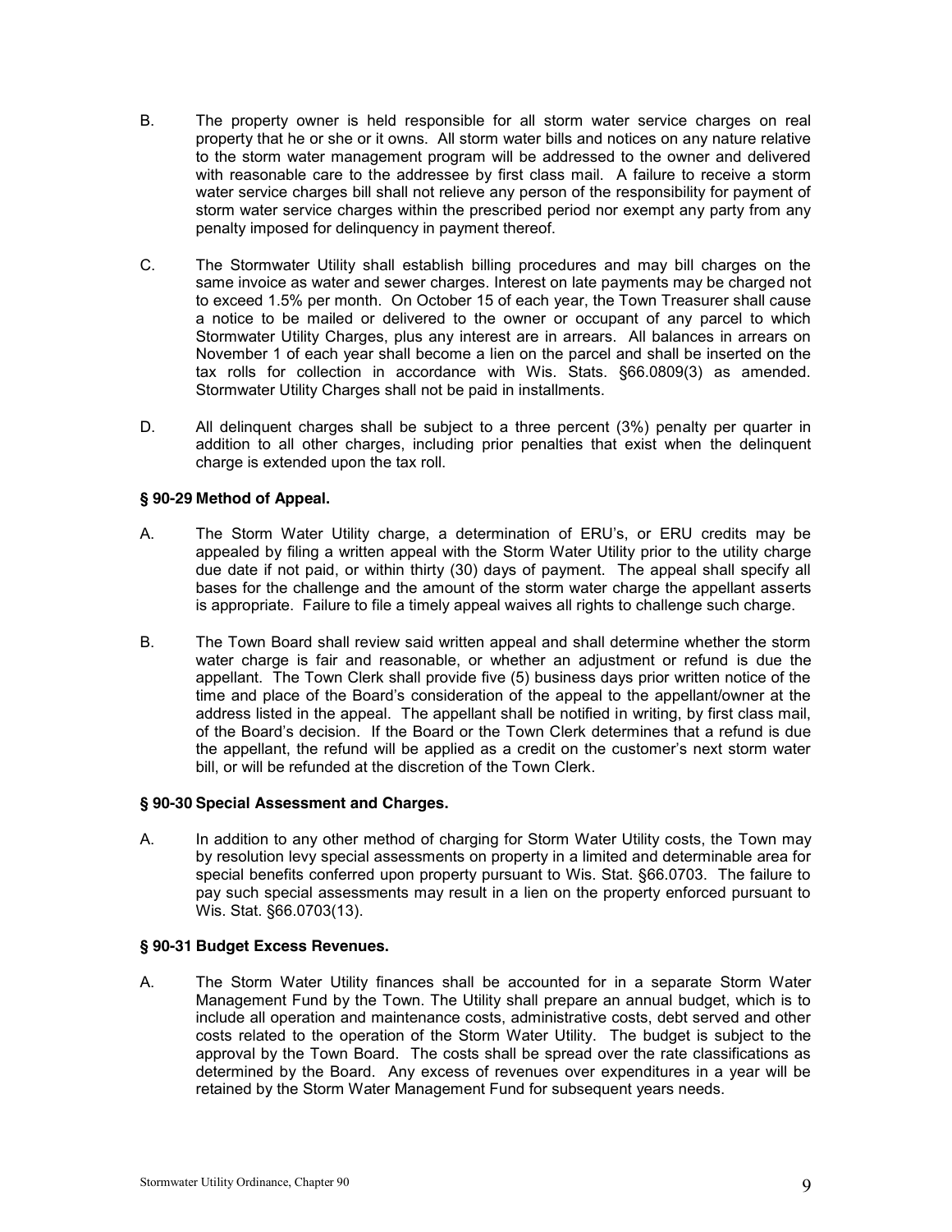B. The property owner is held responsible for all storm water service charges on real property that he or she or it owns. All storm water bills and notices on any nature relative to the storm water management program will be addressed to the owner and delivered with reasonable care to the addressee by first class mail. A failure to receive a storm water service charges bill shall not relieve any person of the responsibility for payment of storm water service charges within the prescribed period nor exempt any party from any penalty imposed for delinquency in payment thereof.

C. The Stormwater Utility shall establish billing procedures and may bill charges on the same invoice as water and sewer charges. Interest on late payments may be charged not to exceed 1.5% per month. On October 15 of each year, the Town Treasurer shall cause a notice to be mailed or delivered to the owner or occupant of any parcel to which Stormwater Utility Charges, plus any interest are in arrears. All balances in arrears on November 1 of each year shall become a lien on the parcel and shall be inserted on the tax rolls for collection in accordance with Wis. Stats. §66.0809(3) as amended. Stormwater Utility Charges shall not be paid in installments.

D. All delinquent charges shall be subject to a three percent (3%) penalty per quarter in addition to all other charges, including prior penalties that exist when the delinquent charge is extended upon the tax roll.

### § 90-29 Method of Appeal.

A. The Storm Water Utility charge, a determination of ERU's, or ERU credits may be appealed by filing a written appeal with the Storm Water Utility prior to the utility charge due date if not paid, or within thirty (30) days of payment. The appeal shall specify all bases for the challenge and the amount of the storm water charge the appellant asserts is appropriate. Failure to file a timely appeal waives all rights to challenge such charge.

B. The Town Board shall review said written appeal and shall determine whether the storm water charge is fair and reasonable, or whether an adjustment or refund is due the appellant. The Town Clerk shall provide five (5) business days prior written notice of the time and place of the Board's consideration of the appeal to the appellant/owner at the address listed in the appeal. The appellant shall be notified in writing, by first class mail, of the Board's decision. If the Board or the Town Clerk determines that a refund is due the appellant, the refund will be applied as a credit on the customer's next storm water bill, or will be refunded at the discretion of the Town Clerk.

### § 90-30 Special Assessment and Charges.

A. In addition to any other method of charging for Storm Water Utility costs, the Town may by resolution levy special assessments on property in a limited and determinable area for special benefits conferred upon property pursuant to Wis. Stat. §66.0703. The failure to pay such special assessments may result in a lien on the property enforced pursuant to Wis. Stat. §66.0703(13).

### § 90-31 Budget Excess Revenues.

A. The Storm Water Utility finances shall be accounted for in a separate Storm Water Management Fund by the Town. The Utility shall prepare an annual budget, which is to include all operation and maintenance costs, administrative costs, debt served and other costs related to the operation of the Storm Water Utility. The budget is subject to the approval by the Town Board. The costs shall be spread over the rate classifications as determined by the Board. Any excess of revenues over expenditures in a year will be retained by the Storm Water Management Fund for subsequent years needs.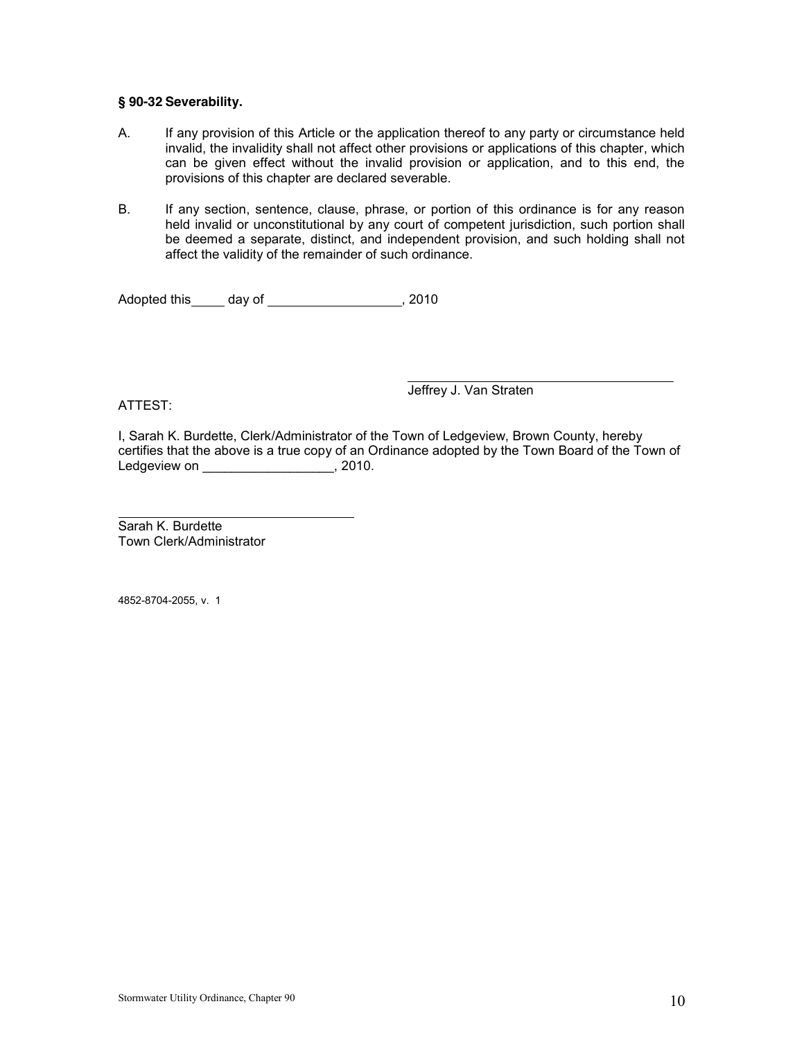**§ 90-32 Severability.**

A. If any provision of this Article or the application thereof to any party or circumstance held invalid, the invalidity shall not affect other provisions or applications of this chapter, which can be given effect without the invalid provision or application, and to this end, the provisions of this chapter are declared severable.

B. If any section, sentence, clause, phrase, or portion of this ordinance is for any reason held invalid or unconstitutional by any court of competent jurisdiction, such portion shall be deemed a separate, distinct, and independent provision, and such holding shall not affect the validity of the remainder of such ordinance.

Adopted this_____ day of __________________, 2010

_______________________________________
Jeffrey J. Van Straten

ATTEST:

I, Sarah K. Burdette, Clerk/Administrator of the Town of Ledgeview, Brown County, hereby certifies that the above is a true copy of an Ordinance adopted by the Town Board of the Town of Ledgeview on __________________, 2010.

__________________________________
Sarah K. Burdette
Town Clerk/Administrator

4852-8704-2055, v. 1